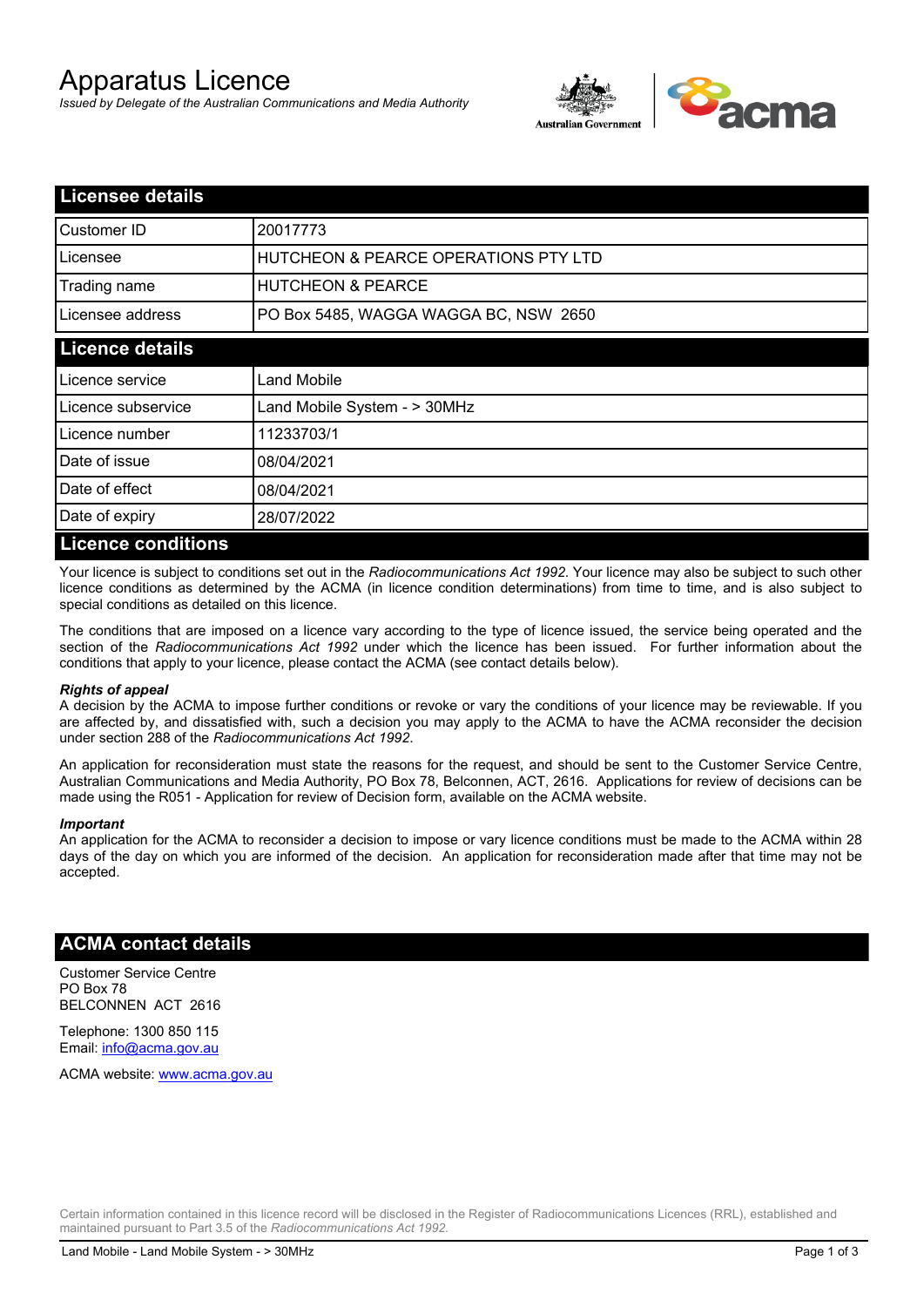# Apparatus Licence

*Issued by Delegate of the Australian Communications and Media Authority*

## Licensee details

| | |
|---|---|
| Customer ID | 20017773 |
| Licensee | HUTCHEON & PEARCE OPERATIONS PTY LTD |
| Trading name | HUTCHEON & PEARCE |
| Licensee address | PO Box 5485, WAGGA WAGGA BC, NSW 2650 |

## Licence details

| | |
|---|---|
| Licence service | Land Mobile |
| Licence subservice | Land Mobile System - > 30MHz |
| Licence number | 11233703/1 |
| Date of issue | 08/04/2021 |
| Date of effect | 08/04/2021 |
| Date of expiry | 28/07/2022 |

## Licence conditions

Your licence is subject to conditions set out in the *Radiocommunications Act 1992*. Your licence may also be subject to such other licence conditions as determined by the ACMA (in licence condition determinations) from time to time, and is also subject to special conditions as detailed on this licence.

The conditions that are imposed on a licence vary according to the type of licence issued, the service being operated and the section of the *Radiocommunications Act 1992* under which the licence has been issued. For further information about the conditions that apply to your licence, please contact the ACMA (see contact details below).

***Rights of appeal***

A decision by the ACMA to impose further conditions or revoke or vary the conditions of your licence may be reviewable. If you are affected by, and dissatisfied with, such a decision you may apply to the ACMA to have the ACMA reconsider the decision under section 288 of the *Radiocommunications Act 1992*.

An application for reconsideration must state the reasons for the request, and should be sent to the Customer Service Centre, Australian Communications and Media Authority, PO Box 78, Belconnen, ACT, 2616. Applications for review of decisions can be made using the R051 - Application for review of Decision form, available on the ACMA website.

***Important***

An application for the ACMA to reconsider a decision to impose or vary licence conditions must be made to the ACMA within 28 days of the day on which you are informed of the decision. An application for reconsideration made after that time may not be accepted.

## ACMA contact details

Customer Service Centre
PO Box 78
BELCONNEN ACT 2616

Telephone: 1300 850 115
Email: info@acma.gov.au

ACMA website: www.acma.gov.au

Certain information contained in this licence record will be disclosed in the Register of Radiocommunications Licences (RRL), established and maintained pursuant to Part 3.5 of the *Radiocommunications Act 1992.*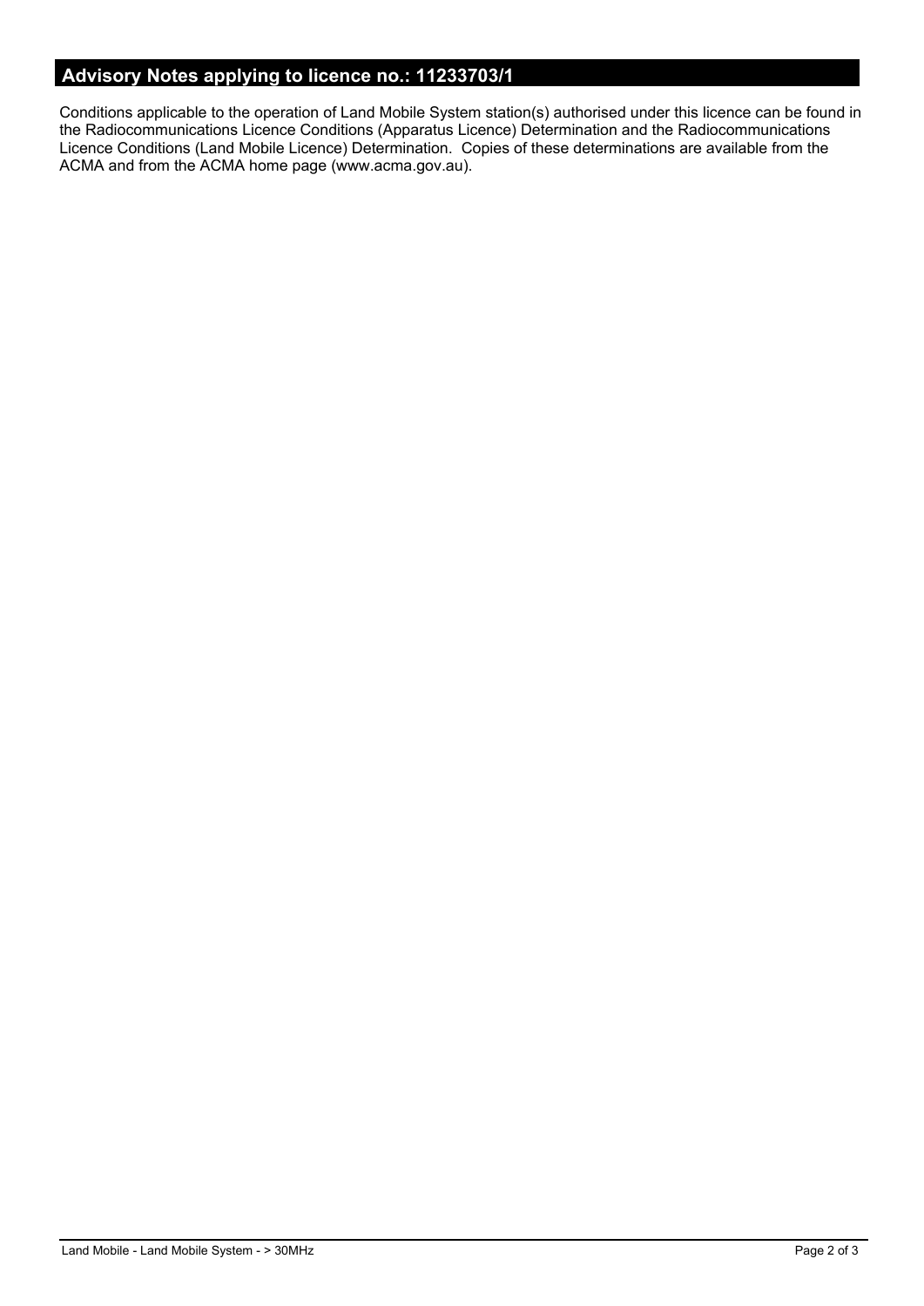## Advisory Notes applying to licence no.: 11233703/1

Conditions applicable to the operation of Land Mobile System station(s) authorised under this licence can be found in the Radiocommunications Licence Conditions (Apparatus Licence) Determination and the Radiocommunications Licence Conditions (Land Mobile Licence) Determination. Copies of these determinations are available from the ACMA and from the ACMA home page (www.acma.gov.au).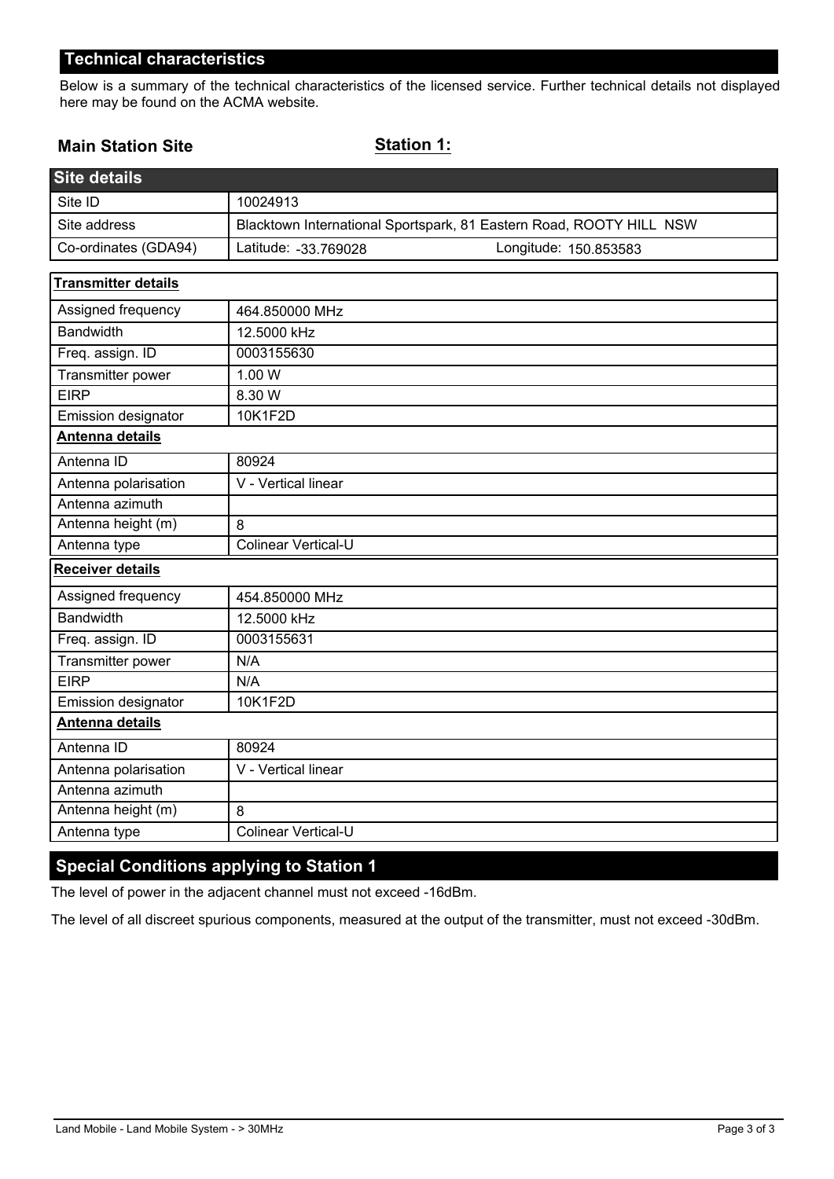## Technical characteristics

Below is a summary of the technical characteristics of the licensed service. Further technical details not displayed here may be found on the ACMA website.

**Main Station Site** **Station 1:**

| Site details | |
|---|---|
| Site ID | 10024913 |
| Site address | Blacktown International Sportspark, 81 Eastern Road, ROOTY HILL NSW |
| Co-ordinates (GDA94) | Latitude: -33.769028 Longitude: 150.853583 |

| Transmitter details | |
|---|---|
| Assigned frequency | 464.850000 MHz |
| Bandwidth | 12.5000 kHz |
| Freq. assign. ID | 0003155630 |
| Transmitter power | 1.00 W |
| EIRP | 8.30 W |
| Emission designator | 10K1F2D |
| **Antenna details** | |
| Antenna ID | 80924 |
| Antenna polarisation | V - Vertical linear |
| Antenna azimuth | |
| Antenna height (m) | 8 |
| Antenna type | Colinear Vertical-U |

| Receiver details | |
|---|---|
| Assigned frequency | 454.850000 MHz |
| Bandwidth | 12.5000 kHz |
| Freq. assign. ID | 0003155631 |
| Transmitter power | N/A |
| EIRP | N/A |
| Emission designator | 10K1F2D |
| **Antenna details** | |
| Antenna ID | 80924 |
| Antenna polarisation | V - Vertical linear |
| Antenna azimuth | |
| Antenna height (m) | 8 |
| Antenna type | Colinear Vertical-U |

## Special Conditions applying to Station 1

The level of power in the adjacent channel must not exceed -16dBm.

The level of all discreet spurious components, measured at the output of the transmitter, must not exceed -30dBm.